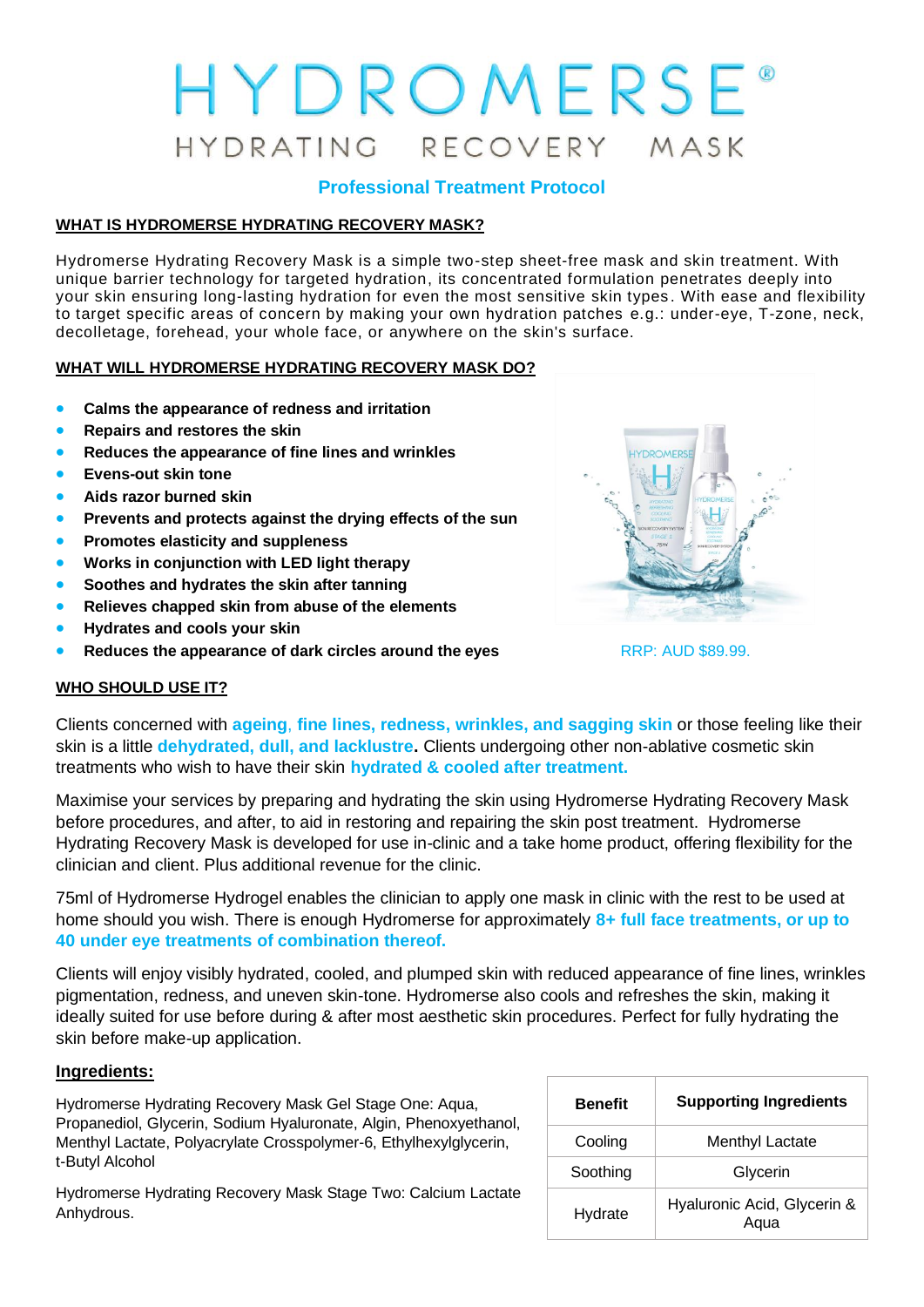# HYDROMERSE®

## HYDRATING RECOVERY MASK

### Professional Treatment Protocol

**WHAT IS HYDROMERSE HYDRATING RECOVERY MASK?**

Hydromerse Hydrating Recovery Mask is a simple two-step sheet-free mask and skin treatment. With unique barrier technology for targeted hydration, its concentrated formulation penetrates deeply into your skin ensuring long-lasting hydration for even the most sensitive skin types. With ease and flexibility to target specific areas of concern by making your own hydration patches e.g.: under-eye, T-zone, neck, decolletage, forehead, your whole face, or anywhere on the skin's surface.

**WHAT WILL HYDROMERSE HYDRATING RECOVERY MASK DO?**

- **Calms the appearance of redness and irritation**
- **Repairs and restores the skin**
- **Reduces the appearance of fine lines and wrinkles**
- **Evens-out skin tone**
- **Aids razor burned skin**
- **Prevents and protects against the drying effects of the sun**
- **Promotes elasticity and suppleness**
- **Works in conjunction with LED light therapy**
- **Soothes and hydrates the skin after tanning**
- **Relieves chapped skin from abuse of the elements**
- **Hydrates and cools your skin**
- **Reduces the appearance of dark circles around the eyes**

RRP: AUD $89.99.

**WHO SHOULD USE IT?**

Clients concerned with **ageing, fine lines, redness, wrinkles, and sagging skin** or those feeling like their skin is a little **dehydrated, dull, and lacklustre.** Clients undergoing other non-ablative cosmetic skin treatments who wish to have their skin **hydrated & cooled after treatment.**

Maximise your services by preparing and hydrating the skin using Hydromerse Hydrating Recovery Mask before procedures, and after, to aid in restoring and repairing the skin post treatment. Hydromerse Hydrating Recovery Mask is developed for use in-clinic and a take home product, offering flexibility for the clinician and client. Plus additional revenue for the clinic.

75ml of Hydromerse Hydrogel enables the clinician to apply one mask in clinic with the rest to be used at home should you wish. There is enough Hydromerse for approximately **8+ full face treatments, or up to 40 under eye treatments of combination thereof.**

Clients will enjoy visibly hydrated, cooled, and plumped skin with reduced appearance of fine lines, wrinkles pigmentation, redness, and uneven skin-tone. Hydromerse also cools and refreshes the skin, making it ideally suited for use before during & after most aesthetic skin procedures. Perfect for fully hydrating the skin before make-up application.

**Ingredients:**

Hydromerse Hydrating Recovery Mask Gel Stage One: Aqua, Propanediol, Glycerin, Sodium Hyaluronate, Algin, Phenoxyethanol, Menthyl Lactate, Polyacrylate Crosspolymer-6, Ethylhexylglycerin, t-Butyl Alcohol

Hydromerse Hydrating Recovery Mask Stage Two: Calcium Lactate Anhydrous.

| Benefit | Supporting Ingredients |
|---|---|
| Cooling | Menthyl Lactate |
| Soothing | Glycerin |
| Hydrate | Hyaluronic Acid, Glycerin & Aqua |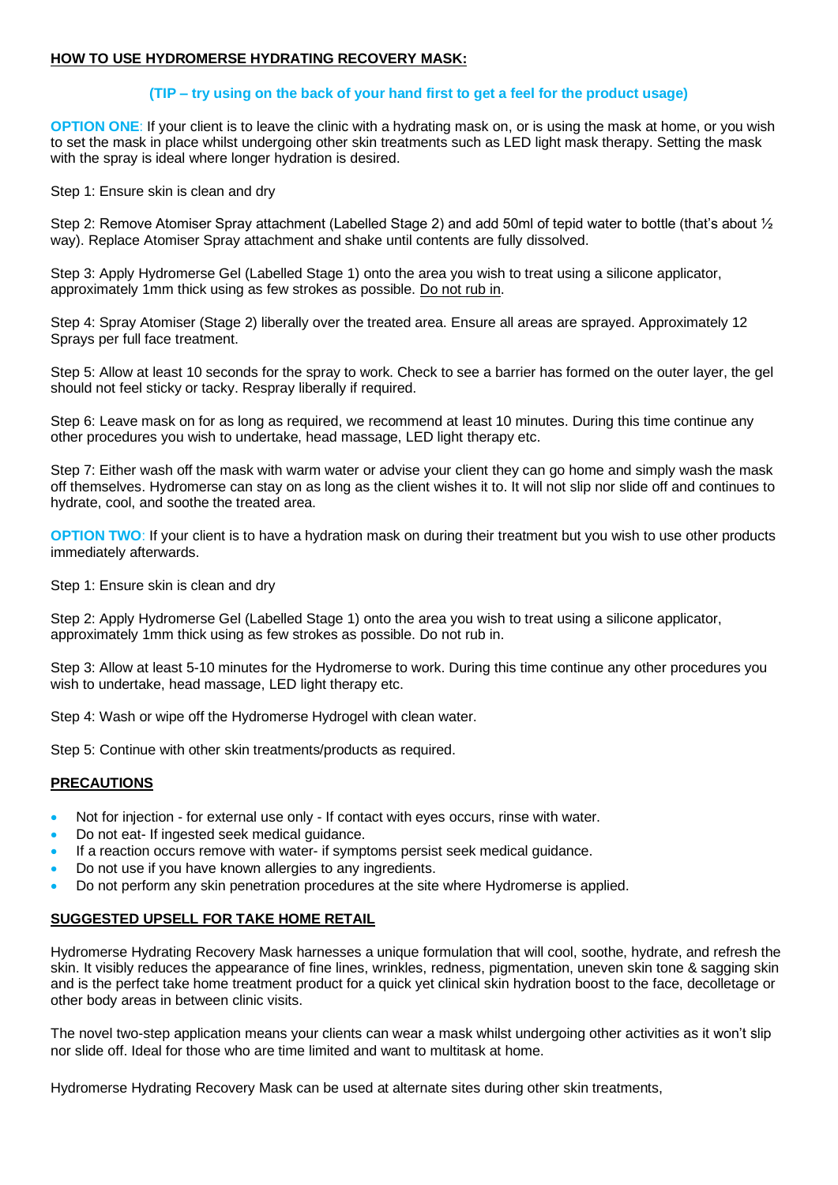## HOW TO USE HYDROMERSE HYDRATING RECOVERY MASK:

**(TIP – try using on the back of your hand first to get a feel for the product usage)**

**OPTION ONE**: If your client is to leave the clinic with a hydrating mask on, or is using the mask at home, or you wish to set the mask in place whilst undergoing other skin treatments such as LED light mask therapy. Setting the mask with the spray is ideal where longer hydration is desired.

Step 1: Ensure skin is clean and dry

Step 2: Remove Atomiser Spray attachment (Labelled Stage 2) and add 50ml of tepid water to bottle (that's about ½ way). Replace Atomiser Spray attachment and shake until contents are fully dissolved.

Step 3: Apply Hydromerse Gel (Labelled Stage 1) onto the area you wish to treat using a silicone applicator, approximately 1mm thick using as few strokes as possible. Do not rub in.

Step 4: Spray Atomiser (Stage 2) liberally over the treated area. Ensure all areas are sprayed. Approximately 12 Sprays per full face treatment.

Step 5: Allow at least 10 seconds for the spray to work. Check to see a barrier has formed on the outer layer, the gel should not feel sticky or tacky. Respray liberally if required.

Step 6: Leave mask on for as long as required, we recommend at least 10 minutes. During this time continue any other procedures you wish to undertake, head massage, LED light therapy etc.

Step 7: Either wash off the mask with warm water or advise your client they can go home and simply wash the mask off themselves. Hydromerse can stay on as long as the client wishes it to. It will not slip nor slide off and continues to hydrate, cool, and soothe the treated area.

**OPTION TWO**: If your client is to have a hydration mask on during their treatment but you wish to use other products immediately afterwards.

Step 1: Ensure skin is clean and dry

Step 2: Apply Hydromerse Gel (Labelled Stage 1) onto the area you wish to treat using a silicone applicator, approximately 1mm thick using as few strokes as possible. Do not rub in.

Step 3: Allow at least 5-10 minutes for the Hydromerse to work. During this time continue any other procedures you wish to undertake, head massage, LED light therapy etc.

Step 4: Wash or wipe off the Hydromerse Hydrogel with clean water.

Step 5: Continue with other skin treatments/products as required.

## PRECAUTIONS

- Not for injection - for external use only - If contact with eyes occurs, rinse with water.
- Do not eat- If ingested seek medical guidance.
- If a reaction occurs remove with water- if symptoms persist seek medical guidance.
- Do not use if you have known allergies to any ingredients.
- Do not perform any skin penetration procedures at the site where Hydromerse is applied.

## SUGGESTED UPSELL FOR TAKE HOME RETAIL

Hydromerse Hydrating Recovery Mask harnesses a unique formulation that will cool, soothe, hydrate, and refresh the skin. It visibly reduces the appearance of fine lines, wrinkles, redness, pigmentation, uneven skin tone & sagging skin and is the perfect take home treatment product for a quick yet clinical skin hydration boost to the face, decolletage or other body areas in between clinic visits.

The novel two-step application means your clients can wear a mask whilst undergoing other activities as it won't slip nor slide off. Ideal for those who are time limited and want to multitask at home.

Hydromerse Hydrating Recovery Mask can be used at alternate sites during other skin treatments,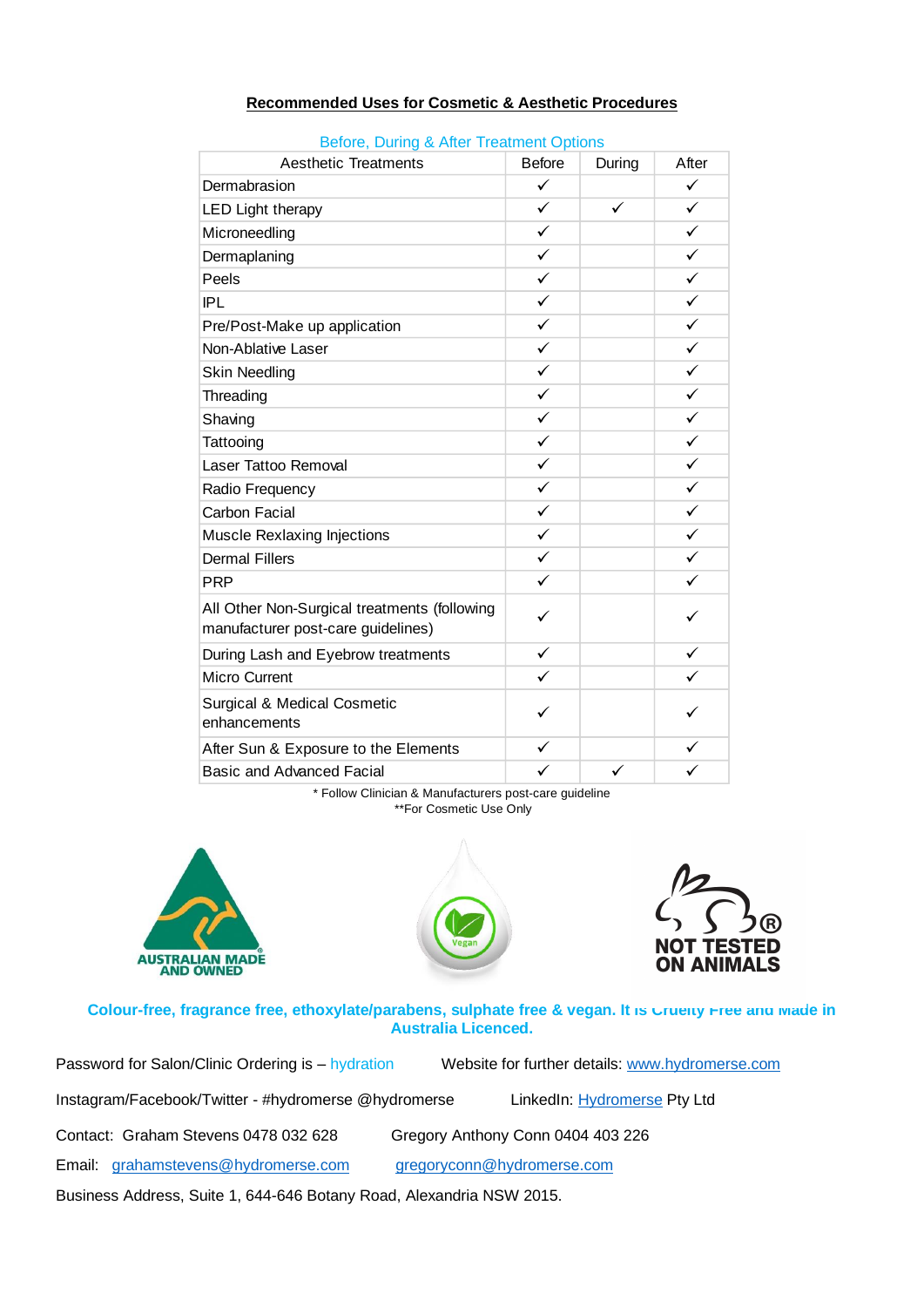**Recommended Uses for Cosmetic & Aesthetic Procedures**

Before, During & After Treatment Options

| Aesthetic Treatments | Before | During | After |
|---|---|---|---|
| Dermabrasion | ✓ | | ✓ |
| LED Light therapy | ✓ | ✓ | ✓ |
| Microneedling | ✓ | | ✓ |
| Dermaplaning | ✓ | | ✓ |
| Peels | ✓ | | ✓ |
| IPL | ✓ | | ✓ |
| Pre/Post-Make up application | ✓ | | ✓ |
| Non-Ablative Laser | ✓ | | ✓ |
| Skin Needling | ✓ | | ✓ |
| Threading | ✓ | | ✓ |
| Shaving | ✓ | | ✓ |
| Tattooing | ✓ | | ✓ |
| Laser Tattoo Removal | ✓ | | ✓ |
| Radio Frequency | ✓ | | ✓ |
| Carbon Facial | ✓ | | ✓ |
| Muscle Rexlaxing Injections | ✓ | | ✓ |
| Dermal Fillers | ✓ | | ✓ |
| PRP | ✓ | | ✓ |
| All Other Non-Surgical treatments (following manufacturer post-care guidelines) | ✓ | | ✓ |
| During Lash and Eyebrow treatments | ✓ | | ✓ |
| Micro Current | ✓ | | ✓ |
| Surgical & Medical Cosmetic enhancements | ✓ | | ✓ |
| After Sun & Exposure to the Elements | ✓ | | ✓ |
| Basic and Advanced Facial | ✓ | ✓ | ✓ |

\* Follow Clinician & Manufacturers post-care guideline

\*\*For Cosmetic Use Only

AUSTRALIAN MADE AND OWNED

Vegan

NOT TESTED ON ANIMALS

**Colour-free, fragrance free, ethoxylate/parabens, sulphate free & vegan. It is Cruelty Free and Made in Australia Licenced.**

Password for Salon/Clinic Ordering is – hydration

Website for further details: www.hydromerse.com

Instagram/Facebook/Twitter - #hydromerse @hydromerse

LinkedIn: Hydromerse Pty Ltd

Contact: Graham Stevens 0478 032 628 &nbsp;&nbsp;&nbsp; Gregory Anthony Conn 0404 403 226

Email: grahamstevens@hydromerse.com &nbsp;&nbsp;&nbsp; gregoryconn@hydromerse.com

Business Address, Suite 1, 644-646 Botany Road, Alexandria NSW 2015.